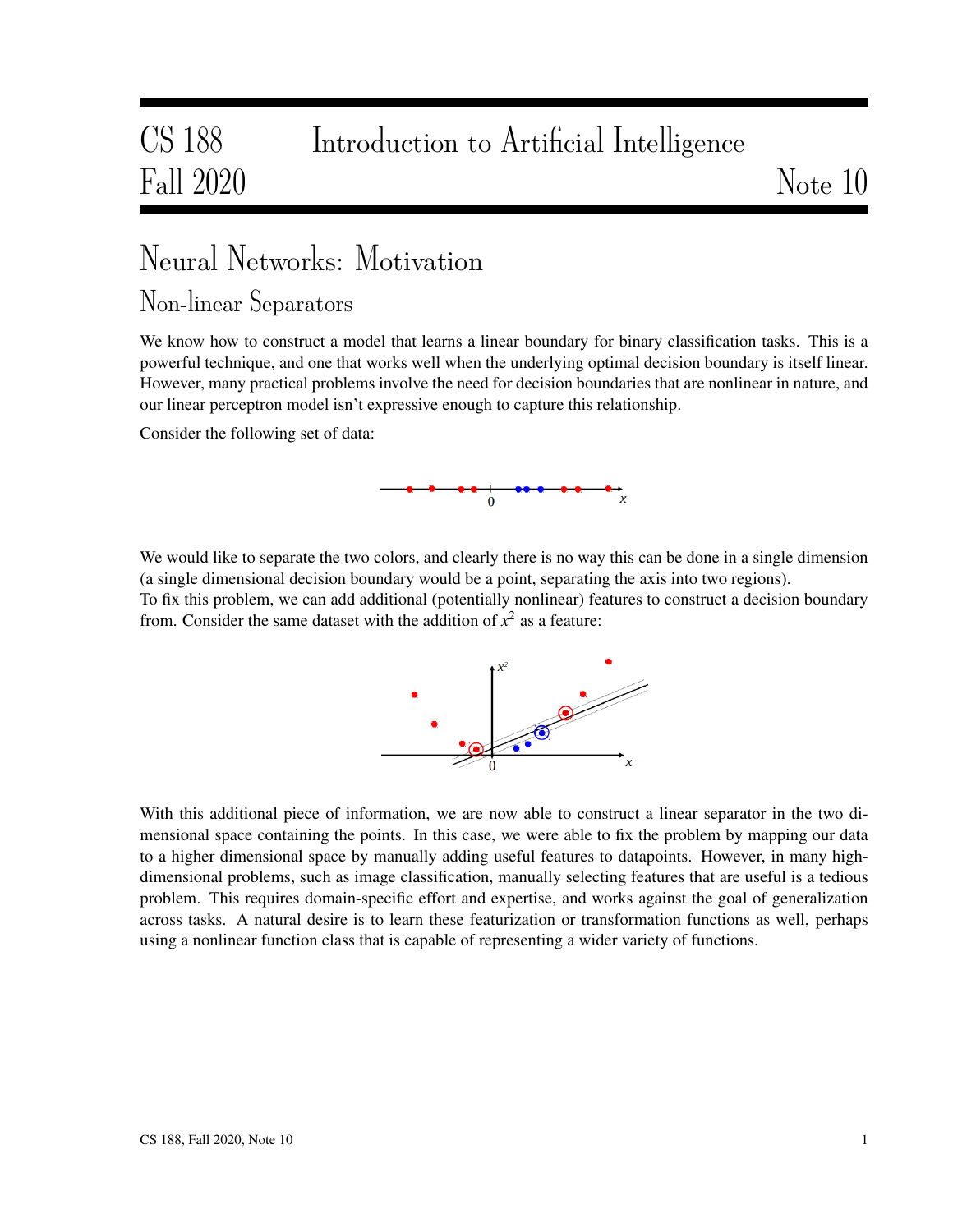# Neural Networks: Motivation

## Non-linear Separators

We know how to construct a model that learns a linear boundary for binary classification tasks. This is a powerful technique, and one that works well when the underlying optimal decision boundary is itself linear. However, many practical problems involve the need for decision boundaries that are nonlinear in nature, and our linear perceptron model isn't expressive enough to capture this relationship.

Consider the following set of data:

We would like to separate the two colors, and clearly there is no way this can be done in a single dimension (a single dimensional decision boundary would be a point, separating the axis into two regions).
To fix this problem, we can add additional (potentially nonlinear) features to construct a decision boundary from. Consider the same dataset with the addition of $x^2$ as a feature:

With this additional piece of information, we are now able to construct a linear separator in the two dimensional space containing the points. In this case, we were able to fix the problem by mapping our data to a higher dimensional space by manually adding useful features to datapoints. However, in many high-dimensional problems, such as image classification, manually selecting features that are useful is a tedious problem. This requires domain-specific effort and expertise, and works against the goal of generalization across tasks. A natural desire is to learn these featurization or transformation functions as well, perhaps using a nonlinear function class that is capable of representing a wider variety of functions.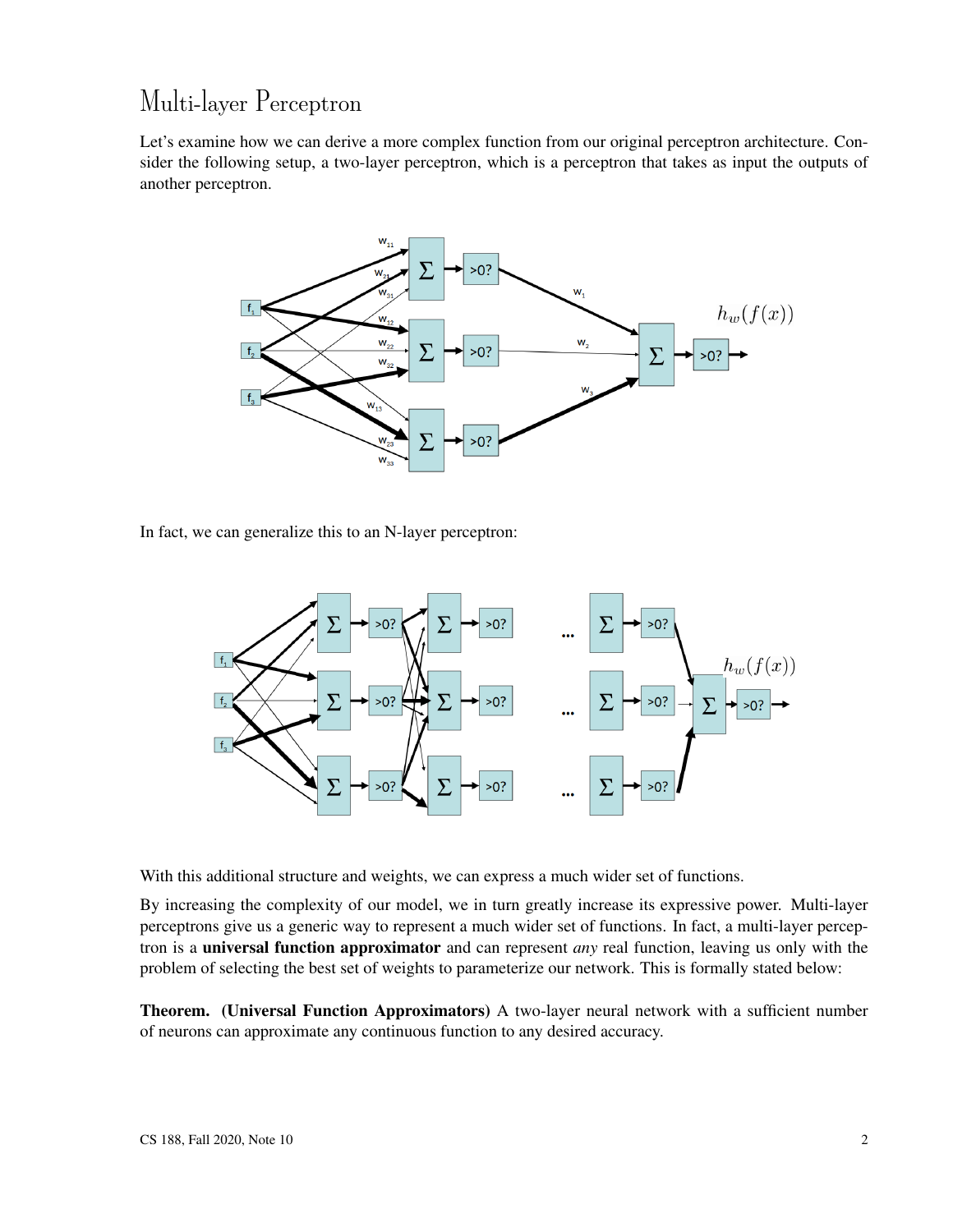# Multi-layer Perceptron

Let's examine how we can derive a more complex function from our original perceptron architecture. Consider the following setup, a two-layer perceptron, which is a perceptron that takes as input the outputs of another perceptron.

In fact, we can generalize this to an N-layer perceptron:

With this additional structure and weights, we can express a much wider set of functions.

By increasing the complexity of our model, we in turn greatly increase its expressive power. Multi-layer perceptrons give us a generic way to represent a much wider set of functions. In fact, a multi-layer perceptron is a **universal function approximator** and can represent *any* real function, leaving us only with the problem of selecting the best set of weights to parameterize our network. This is formally stated below:

**Theorem. (Universal Function Approximators)** A two-layer neural network with a sufficient number of neurons can approximate any continuous function to any desired accuracy.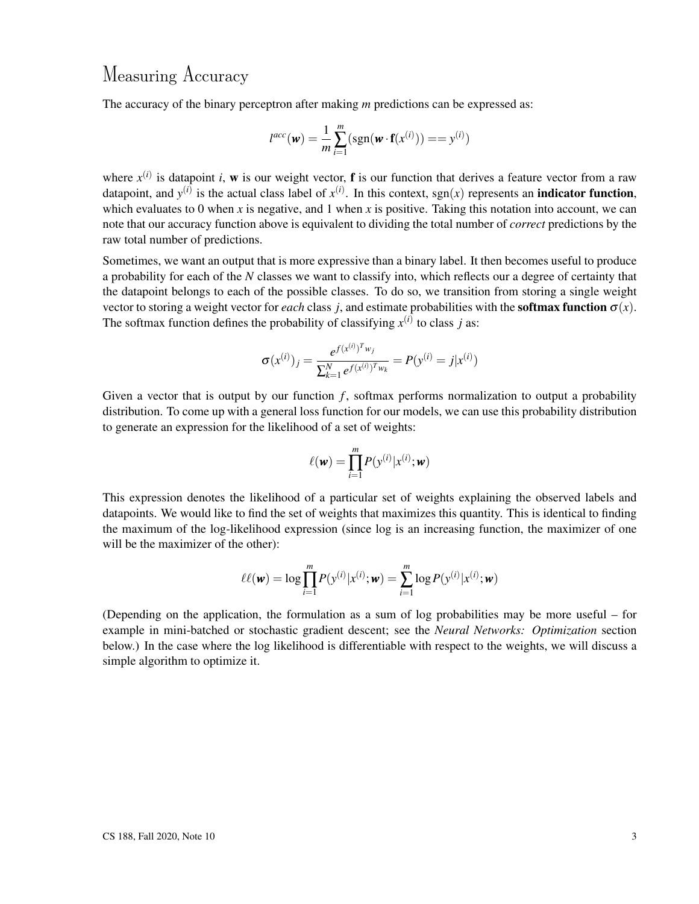## Measuring Accuracy

The accuracy of the binary perceptron after making $m$ predictions can be expressed as:

$$l^{acc}(\boldsymbol{w}) = \frac{1}{m} \sum_{i=1}^{m} (\text{sgn}(\boldsymbol{w} \cdot \mathbf{f}(x^{(i)})) == y^{(i)})$$

where $x^{(i)}$ is datapoint $i$, $\mathbf{w}$ is our weight vector, $\mathbf{f}$ is our function that derives a feature vector from a raw datapoint, and $y^{(i)}$ is the actual class label of $x^{(i)}$. In this context, $\text{sgn}(x)$ represents an **indicator function**, which evaluates to 0 when $x$ is negative, and 1 when $x$ is positive. Taking this notation into account, we can note that our accuracy function above is equivalent to dividing the total number of *correct* predictions by the raw total number of predictions.

Sometimes, we want an output that is more expressive than a binary label. It then becomes useful to produce a probability for each of the $N$ classes we want to classify into, which reflects our a degree of certainty that the datapoint belongs to each of the possible classes. To do so, we transition from storing a single weight vector to storing a weight vector for *each* class $j$, and estimate probabilities with the **softmax function $\sigma(x)$**. The softmax function defines the probability of classifying $x^{(i)}$ to class $j$ as:

$$\sigma(x^{(i)})_j = \frac{e^{f(x^{(i)})^T w_j}}{\sum_{k=1}^{N} e^{f(x^{(i)})^T w_k}} = P(y^{(i)} = j | x^{(i)})$$

Given a vector that is output by our function $f$, softmax performs normalization to output a probability distribution. To come up with a general loss function for our models, we can use this probability distribution to generate an expression for the likelihood of a set of weights:

$$\ell(\boldsymbol{w}) = \prod_{i=1}^{m} P(y^{(i)} | x^{(i)}; \boldsymbol{w})$$

This expression denotes the likelihood of a particular set of weights explaining the observed labels and datapoints. We would like to find the set of weights that maximizes this quantity. This is identical to finding the maximum of the log-likelihood expression (since log is an increasing function, the maximizer of one will be the maximizer of the other):

$$\ell\ell(\boldsymbol{w}) = \log \prod_{i=1}^{m} P(y^{(i)} | x^{(i)}; \boldsymbol{w}) = \sum_{i=1}^{m} \log P(y^{(i)} | x^{(i)}; \boldsymbol{w})$$

(Depending on the application, the formulation as a sum of log probabilities may be more useful – for example in mini-batched or stochastic gradient descent; see the *Neural Networks: Optimization* section below.) In the case where the log likelihood is differentiable with respect to the weights, we will discuss a simple algorithm to optimize it.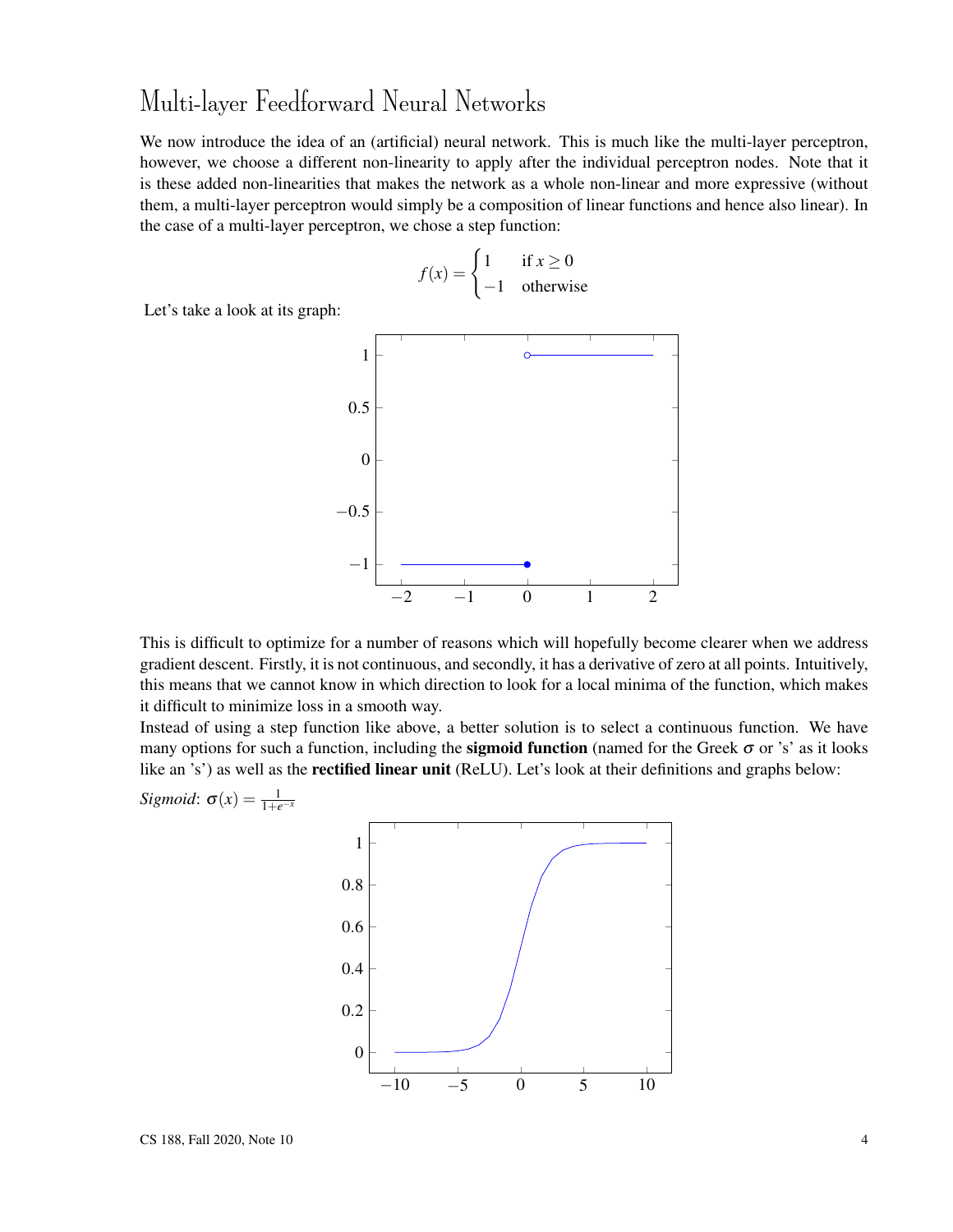# Multi-layer Feedforward Neural Networks

We now introduce the idea of an (artificial) neural network. This is much like the multi-layer perceptron, however, we choose a different non-linearity to apply after the individual perceptron nodes. Note that it is these added non-linearities that makes the network as a whole non-linear and more expressive (without them, a multi-layer perceptron would simply be a composition of linear functions and hence also linear). In the case of a multi-layer perceptron, we chose a step function:

$$f(x) = \begin{cases} 1 & \text{if } x \geq 0 \\ -1 & \text{otherwise} \end{cases}$$

Let's take a look at its graph:

This is difficult to optimize for a number of reasons which will hopefully become clearer when we address gradient descent. Firstly, it is not continuous, and secondly, it has a derivative of zero at all points. Intuitively, this means that we cannot know in which direction to look for a local minima of the function, which makes it difficult to minimize loss in a smooth way.

Instead of using a step function like above, a better solution is to select a continuous function. We have many options for such a function, including the **sigmoid function** (named for the Greek $\sigma$ or 's' as it looks like an 's') as well as the **rectified linear unit** (ReLU). Let's look at their definitions and graphs below:

*Sigmoid*: $\sigma(x) = \frac{1}{1+e^{-x}}$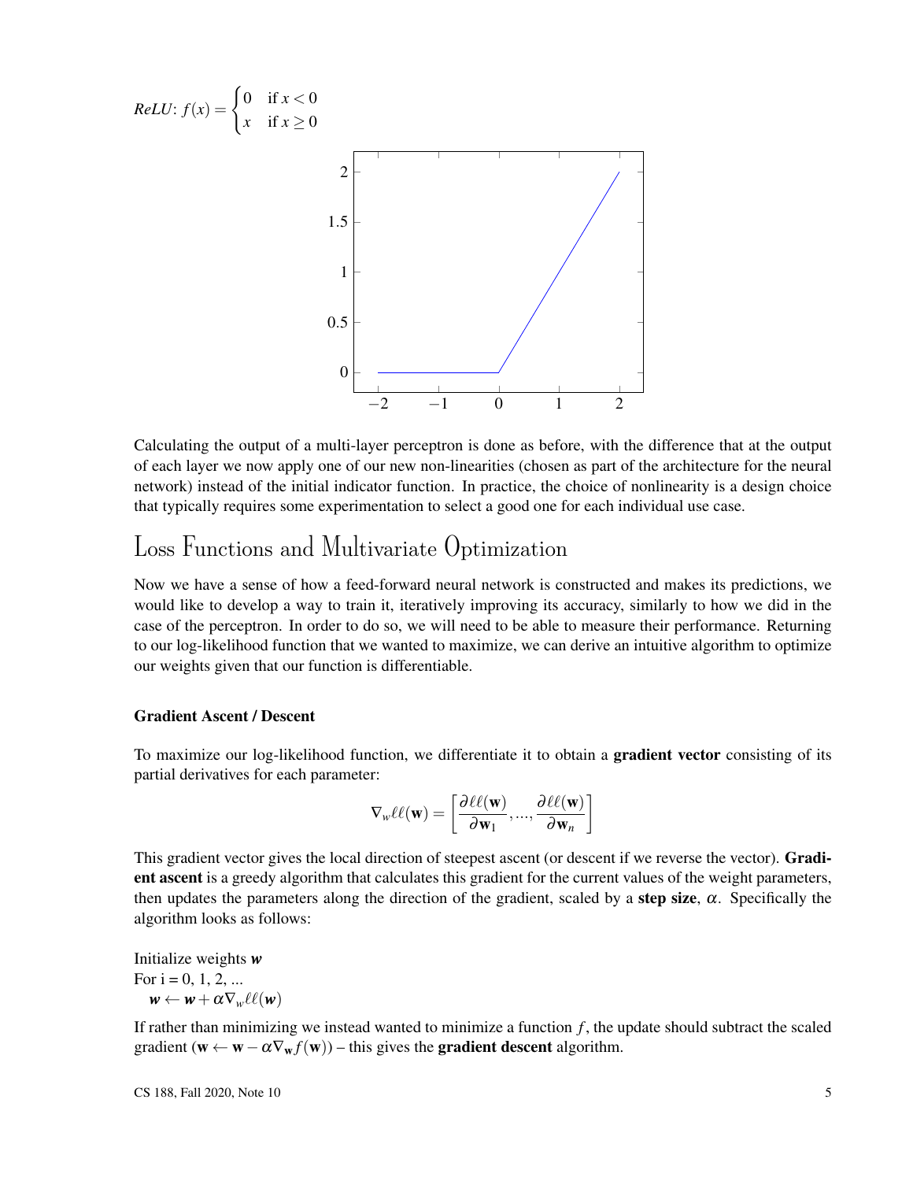*ReLU*: $f(x) = \begin{cases} 0 & \text{if } x < 0 \\ x & \text{if } x \geq 0 \end{cases}$

Calculating the output of a multi-layer perceptron is done as before, with the difference that at the output of each layer we now apply one of our new non-linearities (chosen as part of the architecture for the neural network) instead of the initial indicator function. In practice, the choice of nonlinearity is a design choice that typically requires some experimentation to select a good one for each individual use case.

# Loss Functions and Multivariate Optimization

Now we have a sense of how a feed-forward neural network is constructed and makes its predictions, we would like to develop a way to train it, iteratively improving its accuracy, similarly to how we did in the case of the perceptron. In order to do so, we will need to be able to measure their performance. Returning to our log-likelihood function that we wanted to maximize, we can derive an intuitive algorithm to optimize our weights given that our function is differentiable.

### Gradient Ascent / Descent

To maximize our log-likelihood function, we differentiate it to obtain a **gradient vector** consisting of its partial derivatives for each parameter:

$$\nabla_w \ell\ell(\mathbf{w}) = \left[ \frac{\partial \ell\ell(\mathbf{w})}{\partial \mathbf{w}_1}, ..., \frac{\partial \ell\ell(\mathbf{w})}{\partial \mathbf{w}_n} \right]$$

This gradient vector gives the local direction of steepest ascent (or descent if we reverse the vector). **Gradient ascent** is a greedy algorithm that calculates this gradient for the current values of the weight parameters, then updates the parameters along the direction of the gradient, scaled by a **step size**, $\alpha$. Specifically the algorithm looks as follows:

Initialize weights $\boldsymbol{w}$
For i = 0, 1, 2, ...
  $\boldsymbol{w} \leftarrow \boldsymbol{w} + \alpha \nabla_w \ell\ell(\boldsymbol{w})$

If rather than minimizing we instead wanted to minimize a function $f$, the update should subtract the scaled gradient ($\mathbf{w} \leftarrow \mathbf{w} - \alpha \nabla_{\mathbf{w}} f(\mathbf{w})$) – this gives the **gradient descent** algorithm.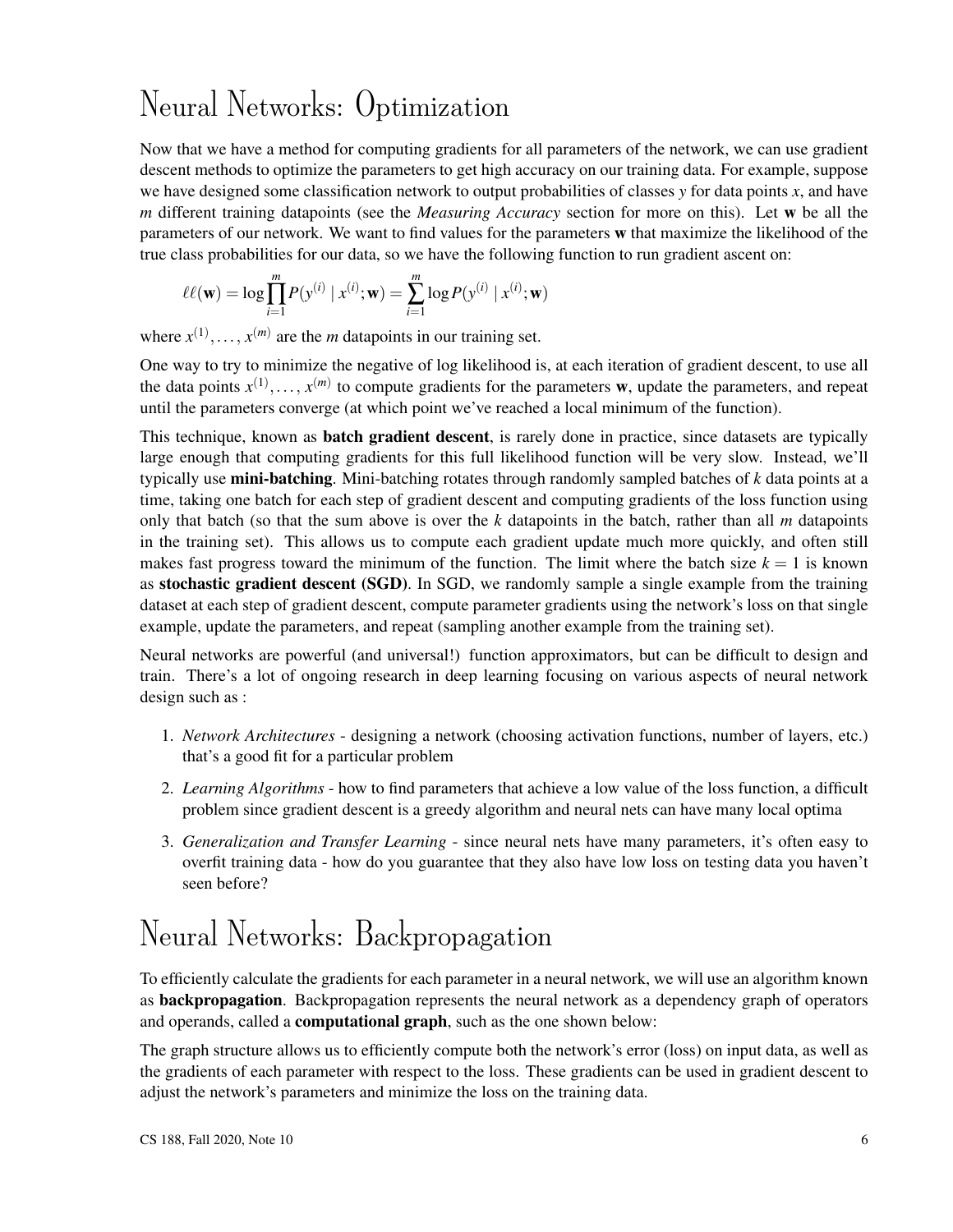# Neural Networks: Optimization

Now that we have a method for computing gradients for all parameters of the network, we can use gradient descent methods to optimize the parameters to get high accuracy on our training data. For example, suppose we have designed some classification network to output probabilities of classes $y$ for data points $x$, and have $m$ different training datapoints (see the *Measuring Accuracy* section for more on this). Let $\mathbf{w}$ be all the parameters of our network. We want to find values for the parameters $\mathbf{w}$ that maximize the likelihood of the true class probabilities for our data, so we have the following function to run gradient ascent on:

$$\ell\ell(\mathbf{w}) = \log \prod_{i=1}^{m} P(y^{(i)} \mid x^{(i)}; \mathbf{w}) = \sum_{i=1}^{m} \log P(y^{(i)} \mid x^{(i)}; \mathbf{w})$$

where $x^{(1)}, \dots, x^{(m)}$ are the $m$ datapoints in our training set.

One way to try to minimize the negative of log likelihood is, at each iteration of gradient descent, to use all the data points $x^{(1)}, \dots, x^{(m)}$ to compute gradients for the parameters $\mathbf{w}$, update the parameters, and repeat until the parameters converge (at which point we've reached a local minimum of the function).

This technique, known as **batch gradient descent**, is rarely done in practice, since datasets are typically large enough that computing gradients for this full likelihood function will be very slow. Instead, we'll typically use **mini-batching**. Mini-batching rotates through randomly sampled batches of $k$ data points at a time, taking one batch for each step of gradient descent and computing gradients of the loss function using only that batch (so that the sum above is over the $k$ datapoints in the batch, rather than all $m$ datapoints in the training set). This allows us to compute each gradient update much more quickly, and often still makes fast progress toward the minimum of the function. The limit where the batch size $k = 1$ is known as **stochastic gradient descent (SGD)**. In SGD, we randomly sample a single example from the training dataset at each step of gradient descent, compute parameter gradients using the network's loss on that single example, update the parameters, and repeat (sampling another example from the training set).

Neural networks are powerful (and universal!) function approximators, but can be difficult to design and train. There's a lot of ongoing research in deep learning focusing on various aspects of neural network design such as :

1. *Network Architectures* - designing a network (choosing activation functions, number of layers, etc.) that's a good fit for a particular problem
2. *Learning Algorithms* - how to find parameters that achieve a low value of the loss function, a difficult problem since gradient descent is a greedy algorithm and neural nets can have many local optima
3. *Generalization and Transfer Learning* - since neural nets have many parameters, it's often easy to overfit training data - how do you guarantee that they also have low loss on testing data you haven't seen before?

# Neural Networks: Backpropagation

To efficiently calculate the gradients for each parameter in a neural network, we will use an algorithm known as **backpropagation**. Backpropagation represents the neural network as a dependency graph of operators and operands, called a **computational graph**, such as the one shown below:

The graph structure allows us to efficiently compute both the network's error (loss) on input data, as well as the gradients of each parameter with respect to the loss. These gradients can be used in gradient descent to adjust the network's parameters and minimize the loss on the training data.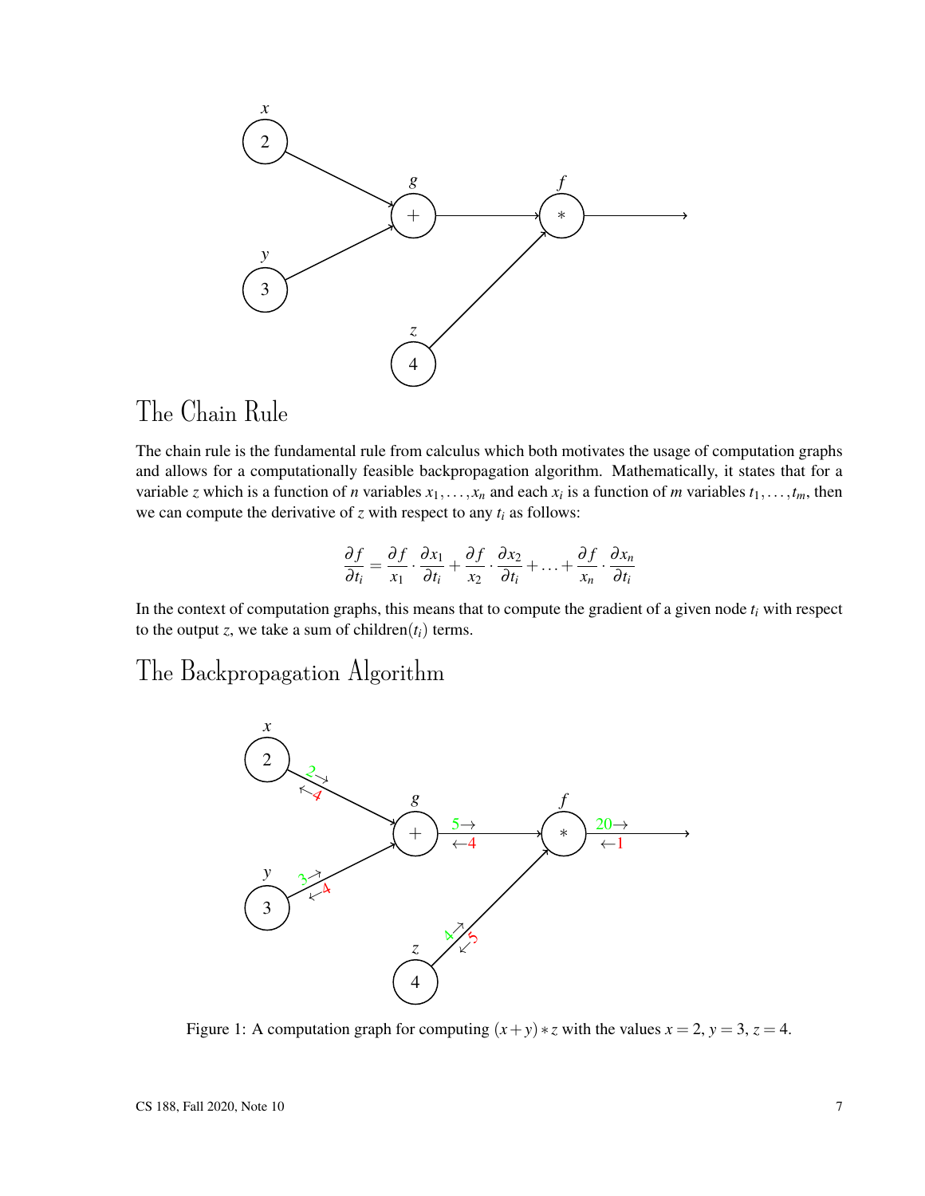## The Chain Rule

The chain rule is the fundamental rule from calculus which both motivates the usage of computation graphs and allows for a computationally feasible backpropagation algorithm. Mathematically, it states that for a variable $z$ which is a function of $n$ variables $x_1, \ldots, x_n$ and each $x_i$ is a function of $m$ variables $t_1, \ldots, t_m$, then we can compute the derivative of $z$ with respect to any $t_i$ as follows:

$$\frac{\partial f}{\partial t_i} = \frac{\partial f}{x_1} \cdot \frac{\partial x_1}{\partial t_i} + \frac{\partial f}{x_2} \cdot \frac{\partial x_2}{\partial t_i} + \ldots + \frac{\partial f}{x_n} \cdot \frac{\partial x_n}{\partial t_i}$$

In the context of computation graphs, this means that to compute the gradient of a given node $t_i$ with respect to the output $z$, we take a sum of children($t_i$) terms.

## The Backpropagation Algorithm

Figure 1: A computation graph for computing $(x+y)*z$ with the values $x=2$, $y=3$, $z=4$.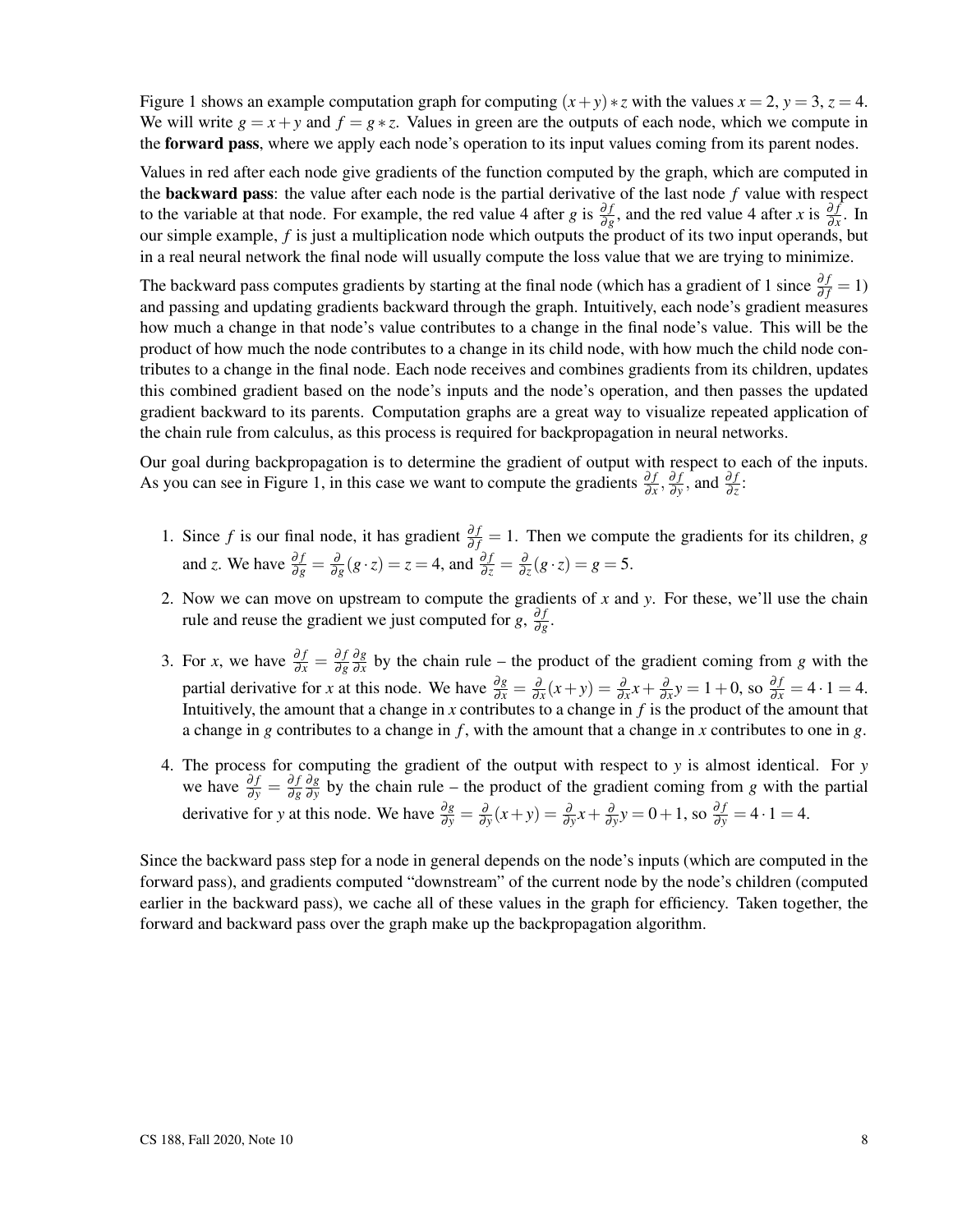Figure 1 shows an example computation graph for computing $(x+y)*z$ with the values $x=2$, $y=3$, $z=4$. We will write $g=x+y$ and $f=g*z$. Values in green are the outputs of each node, which we compute in the **forward pass**, where we apply each node's operation to its input values coming from its parent nodes.

Values in red after each node give gradients of the function computed by the graph, which are computed in the **backward pass**: the value after each node is the partial derivative of the last node $f$ value with respect to the variable at that node. For example, the red value 4 after $g$ is $\frac{\partial f}{\partial g}$, and the red value 4 after $x$ is $\frac{\partial f}{\partial x}$. In our simple example, $f$ is just a multiplication node which outputs the product of its two input operands, but in a real neural network the final node will usually compute the loss value that we are trying to minimize.

The backward pass computes gradients by starting at the final node (which has a gradient of 1 since $\frac{\partial f}{\partial f}=1$) and passing and updating gradients backward through the graph. Intuitively, each node's gradient measures how much a change in that node's value contributes to a change in the final node's value. This will be the product of how much the node contributes to a change in its child node, with how much the child node contributes to a change in the final node. Each node receives and combines gradients from its children, updates this combined gradient based on the node's inputs and the node's operation, and then passes the updated gradient backward to its parents. Computation graphs are a great way to visualize repeated application of the chain rule from calculus, as this process is required for backpropagation in neural networks.

Our goal during backpropagation is to determine the gradient of output with respect to each of the inputs. As you can see in Figure 1, in this case we want to compute the gradients $\frac{\partial f}{\partial x}$, $\frac{\partial f}{\partial y}$, and $\frac{\partial f}{\partial z}$:

1. Since $f$ is our final node, it has gradient $\frac{\partial f}{\partial f}=1$. Then we compute the gradients for its children, $g$ and $z$. We have $\frac{\partial f}{\partial g}=\frac{\partial}{\partial g}(g\cdot z)=z=4$, and $\frac{\partial f}{\partial z}=\frac{\partial}{\partial z}(g\cdot z)=g=5$.

2. Now we can move on upstream to compute the gradients of $x$ and $y$. For these, we'll use the chain rule and reuse the gradient we just computed for $g$, $\frac{\partial f}{\partial g}$.

3. For $x$, we have $\frac{\partial f}{\partial x}=\frac{\partial f}{\partial g}\frac{\partial g}{\partial x}$ by the chain rule – the product of the gradient coming from $g$ with the partial derivative for $x$ at this node. We have $\frac{\partial g}{\partial x}=\frac{\partial}{\partial x}(x+y)=\frac{\partial}{\partial x}x+\frac{\partial}{\partial x}y=1+0$, so $\frac{\partial f}{\partial x}=4\cdot 1=4$. Intuitively, the amount that a change in $x$ contributes to a change in $f$ is the product of the amount that a change in $g$ contributes to a change in $f$, with the amount that a change in $x$ contributes to one in $g$.

4. The process for computing the gradient of the output with respect to $y$ is almost identical. For $y$ we have $\frac{\partial f}{\partial y}=\frac{\partial f}{\partial g}\frac{\partial g}{\partial y}$ by the chain rule – the product of the gradient coming from $g$ with the partial derivative for $y$ at this node. We have $\frac{\partial g}{\partial y}=\frac{\partial}{\partial y}(x+y)=\frac{\partial}{\partial y}x+\frac{\partial}{\partial y}y=0+1$, so $\frac{\partial f}{\partial y}=4\cdot 1=4$.

Since the backward pass step for a node in general depends on the node's inputs (which are computed in the forward pass), and gradients computed "downstream" of the current node by the node's children (computed earlier in the backward pass), we cache all of these values in the graph for efficiency. Taken together, the forward and backward pass over the graph make up the backpropagation algorithm.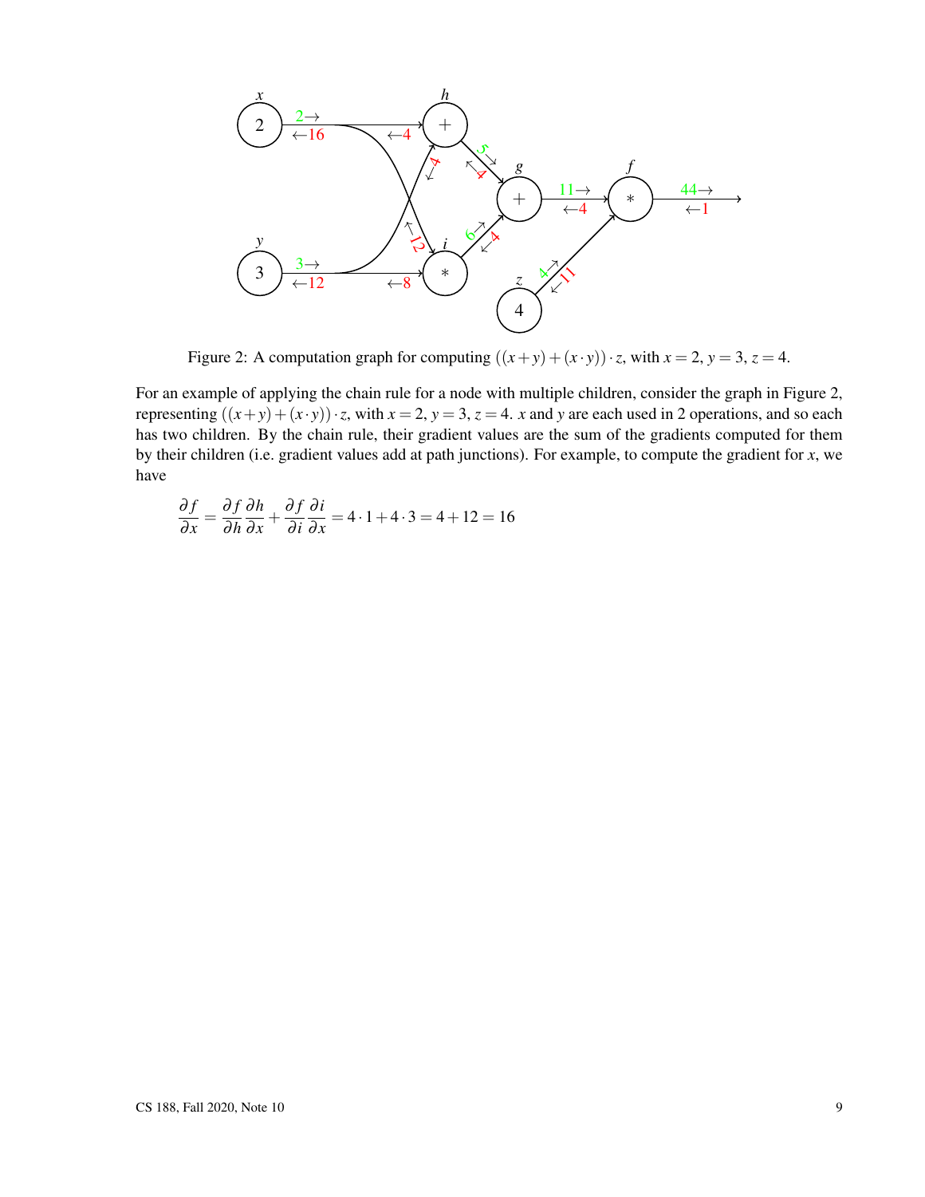x
2
2→
←16

y
3
3→
←12

h
+
←4
5→
←4
←4

i
*
←8
←12
6→
←4

g
+
11→
←4

z
4
4→
←11

f
*
44→
←1

Figure 2: A computation graph for computing $((x+y)+(x \cdot y)) \cdot z$, with $x = 2$, $y = 3$, $z = 4$.

For an example of applying the chain rule for a node with multiple children, consider the graph in Figure 2, representing $((x+y)+(x \cdot y)) \cdot z$, with $x = 2$, $y = 3$, $z = 4$. $x$ and $y$ are each used in 2 operations, and so each has two children. By the chain rule, their gradient values are the sum of the gradients computed for them by their children (i.e. gradient values add at path junctions). For example, to compute the gradient for $x$, we have

$$\frac{\partial f}{\partial x} = \frac{\partial f}{\partial h}\frac{\partial h}{\partial x} + \frac{\partial f}{\partial i}\frac{\partial i}{\partial x} = 4 \cdot 1 + 4 \cdot 3 = 4 + 12 = 16$$